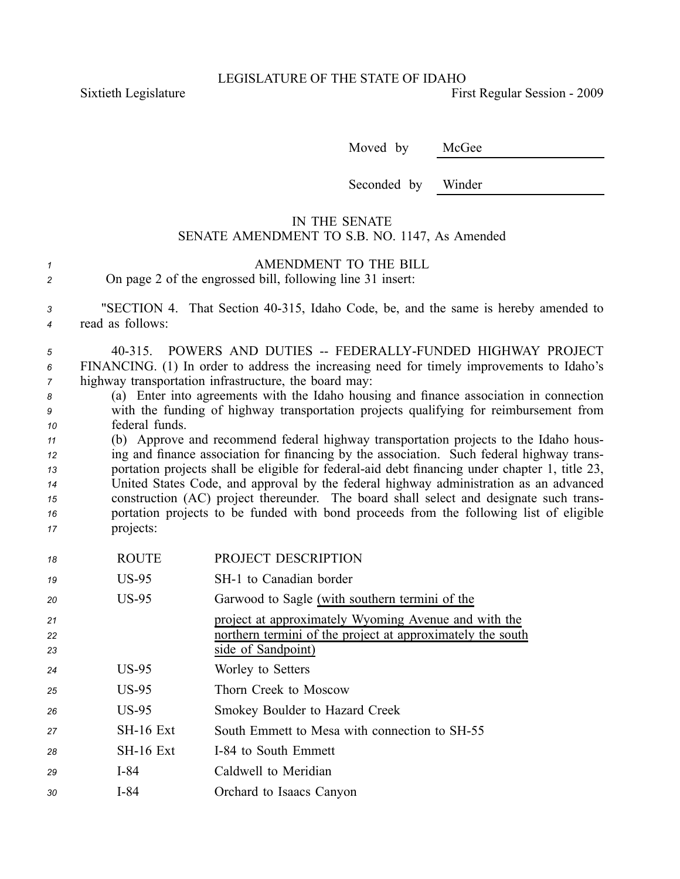LEGISLATURE OF THE STATE OF IDAHO

Sixtieth Legislature First Regular Session - 2009

Moved by McGee

Seconded by Winder

IN THE SENATE

SENATE AMENDMENT TO S.B. NO. 1147, As Amended

AMENDMENT TO THE BILL

On page 2 of the engrossed bill, following line 31 insert:

"SECTION 4. That Section 40-315, Idaho Code, be, and the same is hereby amended to read as follows:

40-315. POWERS AND DUTIES -- FEDERALLY-FUNDED HIGHWAY PROJECT FINANCING. (1) In order to address the increasing need for timely improvements to Idaho's highway transportation infrastructure, the board may:

(a) Enter into agreements with the Idaho housing and finance association in connection with the funding of highway transportation projects qualifying for reimbursement from federal funds.

(b) Approve and recommend federal highway transportation projects to the Idaho housing and finance association for financing by the association. Such federal highway transportation projects shall be eligible for federal-aid debt financing under chapter 1, title 23, United States Code, and approval by the federal highway administration as an advanced construction (AC) project thereunder. The board shall select and designate such transportation projects to be funded with bond proceeds from the following list of eligible projects:

| ROUTE | PROJECT DESCRIPTION |
|---|---|
| US-95 | SH-1 to Canadian border |
| US-95 | Garwood to Sagle <u>(with southern termini of the project at approximately Wyoming Avenue and with the northern termini of the project at approximately the south side of Sandpoint)</u> |
| US-95 | Worley to Setters |
| US-95 | Thorn Creek to Moscow |
| US-95 | Smokey Boulder to Hazard Creek |
| SH-16 Ext | South Emmett to Mesa with connection to SH-55 |
| SH-16 Ext | I-84 to South Emmett |
| I-84 | Caldwell to Meridian |
| I-84 | Orchard to Isaacs Canyon |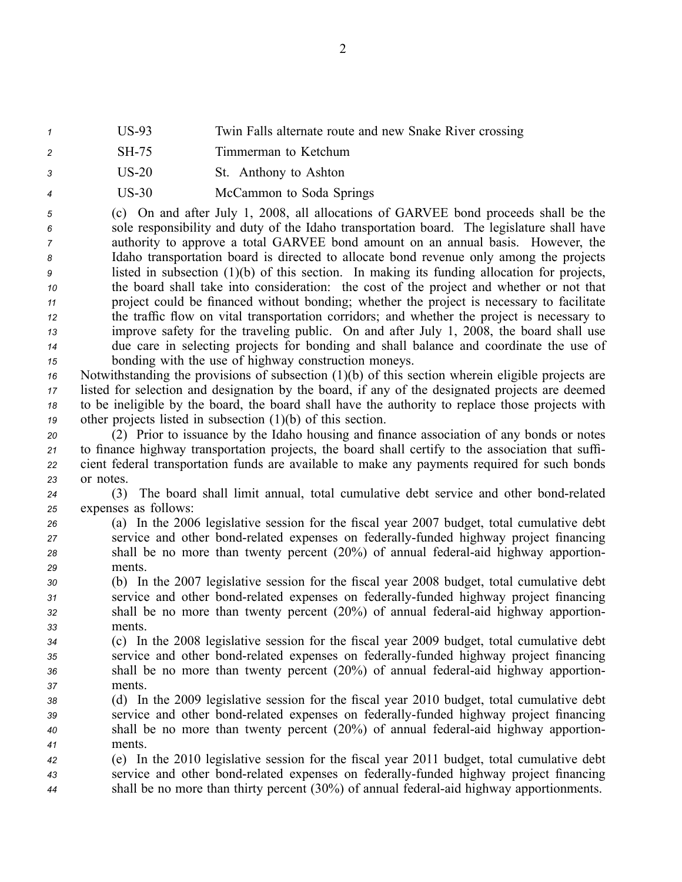| | |
|---|---|
| US-93 | Twin Falls alternate route and new Snake River crossing |
| SH-75 | Timmerman to Ketchum |
| US-20 | St. Anthony to Ashton |
| US-30 | McCammon to Soda Springs |

(c) On and after July 1, 2008, all allocations of GARVEE bond proceeds shall be the sole responsibility and duty of the Idaho transportation board. The legislature shall have authority to approve a total GARVEE bond amount on an annual basis. However, the Idaho transportation board is directed to allocate bond revenue only among the projects listed in subsection (1)(b) of this section. In making its funding allocation for projects, the board shall take into consideration: the cost of the project and whether or not that project could be financed without bonding; whether the project is necessary to facilitate the traffic flow on vital transportation corridors; and whether the project is necessary to improve safety for the traveling public. On and after July 1, 2008, the board shall use due care in selecting projects for bonding and shall balance and coordinate the use of bonding with the use of highway construction moneys.

Notwithstanding the provisions of subsection (1)(b) of this section wherein eligible projects are listed for selection and designation by the board, if any of the designated projects are deemed to be ineligible by the board, the board shall have the authority to replace those projects with other projects listed in subsection (1)(b) of this section.

(2) Prior to issuance by the Idaho housing and finance association of any bonds or notes to finance highway transportation projects, the board shall certify to the association that sufficient federal transportation funds are available to make any payments required for such bonds or notes.

(3) The board shall limit annual, total cumulative debt service and other bond-related expenses as follows:

(a) In the 2006 legislative session for the fiscal year 2007 budget, total cumulative debt service and other bond-related expenses on federally-funded highway project financing shall be no more than twenty percent (20%) of annual federal-aid highway apportionments.

(b) In the 2007 legislative session for the fiscal year 2008 budget, total cumulative debt service and other bond-related expenses on federally-funded highway project financing shall be no more than twenty percent (20%) of annual federal-aid highway apportionments.

(c) In the 2008 legislative session for the fiscal year 2009 budget, total cumulative debt service and other bond-related expenses on federally-funded highway project financing shall be no more than twenty percent (20%) of annual federal-aid highway apportionments.

(d) In the 2009 legislative session for the fiscal year 2010 budget, total cumulative debt service and other bond-related expenses on federally-funded highway project financing shall be no more than twenty percent (20%) of annual federal-aid highway apportionments.

(e) In the 2010 legislative session for the fiscal year 2011 budget, total cumulative debt service and other bond-related expenses on federally-funded highway project financing shall be no more than thirty percent (30%) of annual federal-aid highway apportionments.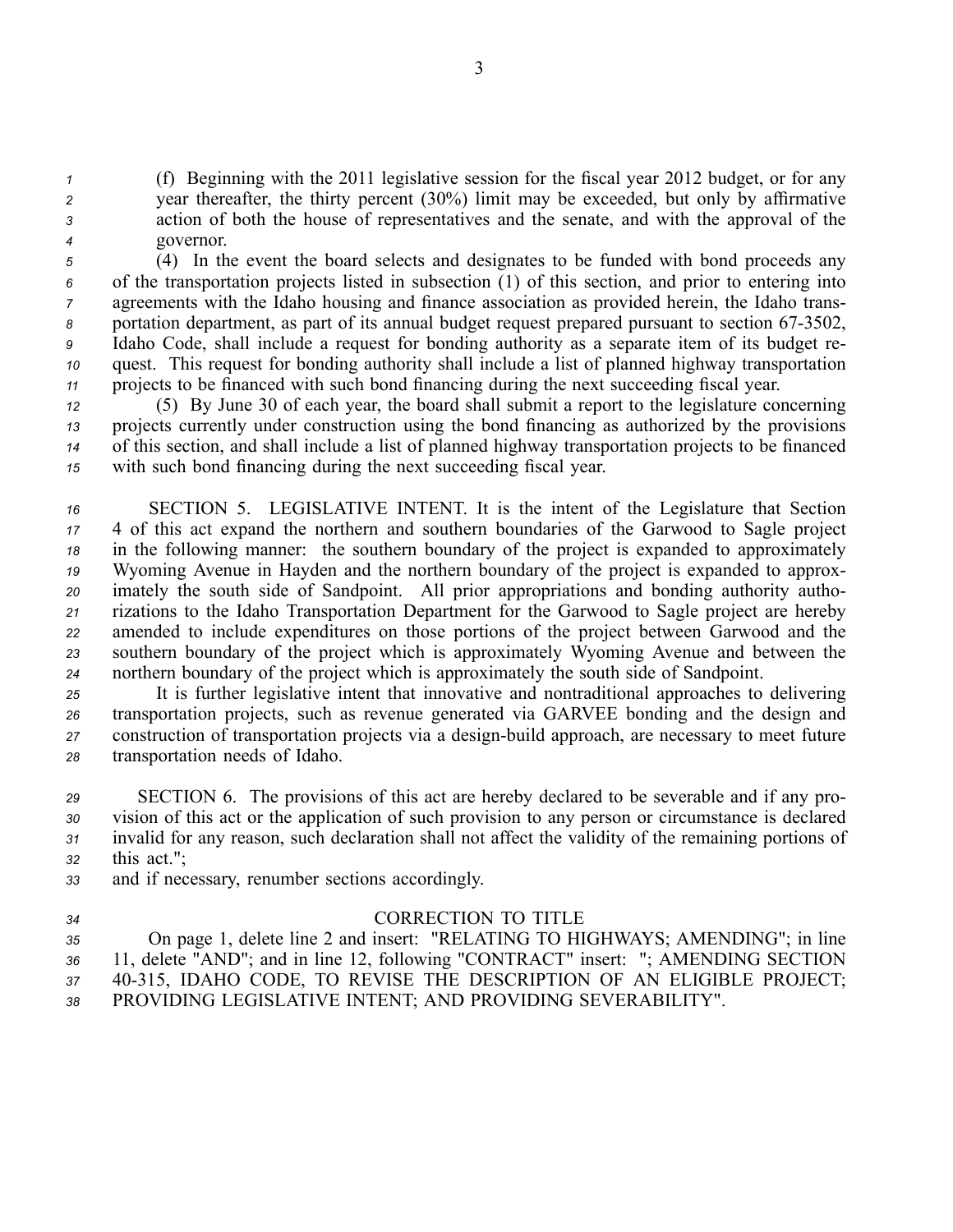(f) Beginning with the 2011 legislative session for the fiscal year 2012 budget, or for any year thereafter, the thirty percent (30%) limit may be exceeded, but only by affirmative action of both the house of representatives and the senate, and with the approval of the governor.

(4) In the event the board selects and designates to be funded with bond proceeds any of the transportation projects listed in subsection (1) of this section, and prior to entering into agreements with the Idaho housing and finance association as provided herein, the Idaho transportation department, as part of its annual budget request prepared pursuant to section 67-3502, Idaho Code, shall include a request for bonding authority as a separate item of its budget request. This request for bonding authority shall include a list of planned highway transportation projects to be financed with such bond financing during the next succeeding fiscal year.

(5) By June 30 of each year, the board shall submit a report to the legislature concerning projects currently under construction using the bond financing as authorized by the provisions of this section, and shall include a list of planned highway transportation projects to be financed with such bond financing during the next succeeding fiscal year.

SECTION 5. LEGISLATIVE INTENT. It is the intent of the Legislature that Section 4 of this act expand the northern and southern boundaries of the Garwood to Sagle project in the following manner: the southern boundary of the project is expanded to approximately Wyoming Avenue in Hayden and the northern boundary of the project is expanded to approximately the south side of Sandpoint. All prior appropriations and bonding authority authorizations to the Idaho Transportation Department for the Garwood to Sagle project are hereby amended to include expenditures on those portions of the project between Garwood and the southern boundary of the project which is approximately Wyoming Avenue and between the northern boundary of the project which is approximately the south side of Sandpoint.

It is further legislative intent that innovative and nontraditional approaches to delivering transportation projects, such as revenue generated via GARVEE bonding and the design and construction of transportation projects via a design-build approach, are necessary to meet future transportation needs of Idaho.

SECTION 6. The provisions of this act are hereby declared to be severable and if any provision of this act or the application of such provision to any person or circumstance is declared invalid for any reason, such declaration shall not affect the validity of the remaining portions of this act.";

and if necessary, renumber sections accordingly.

CORRECTION TO TITLE

On page 1, delete line 2 and insert: "RELATING TO HIGHWAYS; AMENDING"; in line 11, delete "AND"; and in line 12, following "CONTRACT" insert: "; AMENDING SECTION 40-315, IDAHO CODE, TO REVISE THE DESCRIPTION OF AN ELIGIBLE PROJECT; PROVIDING LEGISLATIVE INTENT; AND PROVIDING SEVERABILITY".